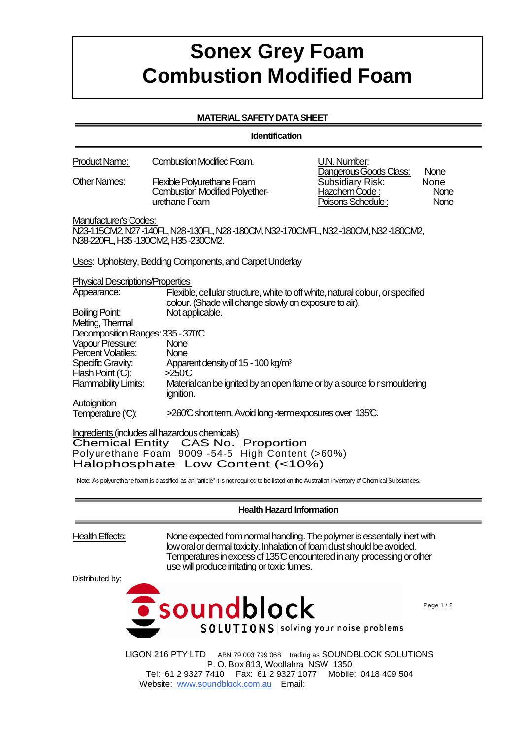# Sonex Grey Foam
# Combustion Modified Foam

## MATERIAL SAFETY DATA SHEET

### Identification

| | | | |
|---|---|---|---|
| Product Name: | Combustion Modified Foam. | U.N. Number: | |
| | | Dangerous Goods Class: | None |
| Other Names: | Flexible Polyurethane Foam Combustion Modified Polyether-urethane Foam | Subsidiary Risk: | None |
| | | Hazchem Code : | None |
| | | Poisons Schedule : | None |

Manufacturer's Codes:
N23-115CM2, N27-140FL, N28-130FL, N28-180CM, N32-170CMFL, N32-180CM, N32-180CM2, N38-220FL, H35-130CM2, H35-230CM2.

Uses: Upholstery, Bedding Components, and Carpet Underlay

Physical Descriptions/Properties

| | |
|---|---|
| Appearance: | Flexible, cellular structure, white to off white, natural colour, or specified colour. (Shade will change slowly on exposure to air). |
| Boiling Point: | Not applicable. |
| Melting, Thermal Decomposition Ranges: | 335 - 370℃ |
| Vapour Pressure: | None |
| Percent Volatiles: | None |
| Specific Gravity: | Apparent density of 15 - 100 kg/m³ |
| Flash Point (℃): | >250℃ |
| Flammability Limits: | Material can be ignited by an open flame or by a source for smouldering ignition. |
| Autoignition Temperature (℃): | >260℃ short term. Avoid long-term exposures over 135℃. |

Ingredients (includes all hazardous chemicals)

| Chemical Entity | CAS No. | Proportion |
|---|---|---|
| Polyurethane Foam | 9009-54-5 | High Content (>60%) |
| Halophosphate | | Low Content (<10%) |

Note: As polyurethane foam is classified as an "article" it is not required to be listed on the Australian Inventory of Chemical Substances.

### Health Hazard Information

Health Effects: None expected from normal handling. The polymer is essentially inert with low oral or dermal toxicity. Inhalation of foam dust should be avoided. Temperatures in excess of 135℃ encountered in any processing or other use will produce irritating or toxic fumes.

Distributed by:

soundblock SOLUTIONS | solving your noise problems

LIGON 216 PTY LTD ABN 79 003 799 068 trading as SOUNDBLOCK SOLUTIONS
P. O. Box 813, Woollahra NSW 1350
Tel: 61 2 9327 7410 Fax: 61 2 9327 1077 Mobile: 0418 409 504
Website: www.soundblock.com.au Email: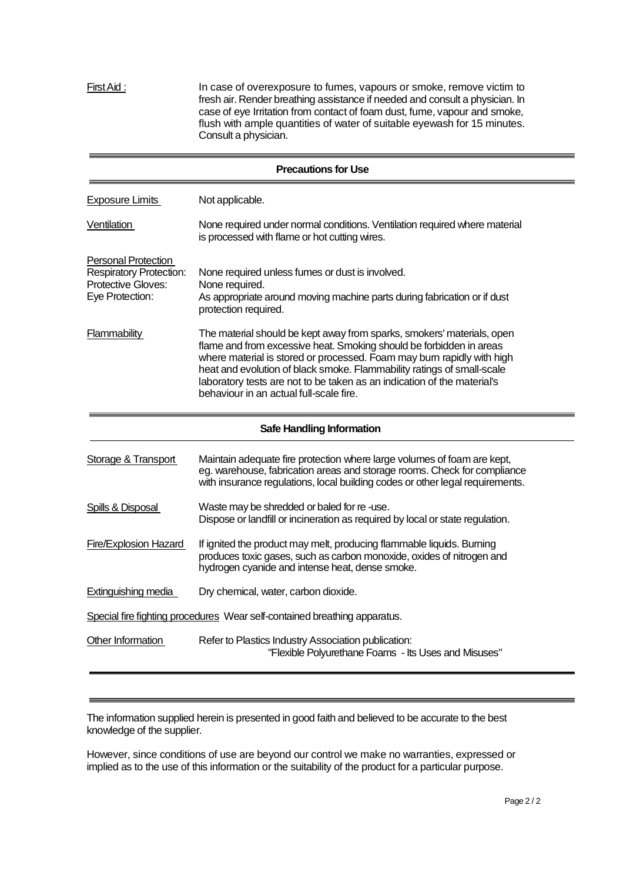First Aid : In case of overexposure to fumes, vapours or smoke, remove victim to fresh air. Render breathing assistance if needed and consult a physician. In case of eye Irritation from contact of foam dust, fume, vapour and smoke, flush with ample quantities of water of suitable eyewash for 15 minutes. Consult a physician.

## Precautions for Use

**Exposure Limits** Not applicable.

**Ventilation** None required under normal conditions. Ventilation required where material is processed with flame or hot cutting wires.

**Personal Protection**

- Respiratory Protection: None required unless fumes or dust is involved.
- Protective Gloves: None required.
- Eye Protection: As appropriate around moving machine parts during fabrication or if dust protection required.

**Flammability** The material should be kept away from sparks, smokers' materials, open flame and from excessive heat. Smoking should be forbidden in areas where material is stored or processed. Foam may burn rapidly with high heat and evolution of black smoke. Flammability ratings of small-scale laboratory tests are not to be taken as an indication of the material's behaviour in an actual full-scale fire.

## Safe Handling Information

**Storage & Transport** Maintain adequate fire protection where large volumes of foam are kept, eg. warehouse, fabrication areas and storage rooms. Check for compliance with insurance regulations, local building codes or other legal requirements.

**Spills & Disposal** Waste may be shredded or baled for re -use. Dispose or landfill or incineration as required by local or state regulation.

**Fire/Explosion Hazard** If ignited the product may melt, producing flammable liquids. Burning produces toxic gases, such as carbon monoxide, oxides of nitrogen and hydrogen cyanide and intense heat, dense smoke.

**Extinguishing media** Dry chemical, water, carbon dioxide.

**Special fire fighting procedures** Wear self-contained breathing apparatus.

**Other Information** Refer to Plastics Industry Association publication: "Flexible Polyurethane Foams - Its Uses and Misuses"

---

The information supplied herein is presented in good faith and believed to be accurate to the best knowledge of the supplier.

However, since conditions of use are beyond our control we make no warranties, expressed or implied as to the use of this information or the suitability of the product for a particular purpose.